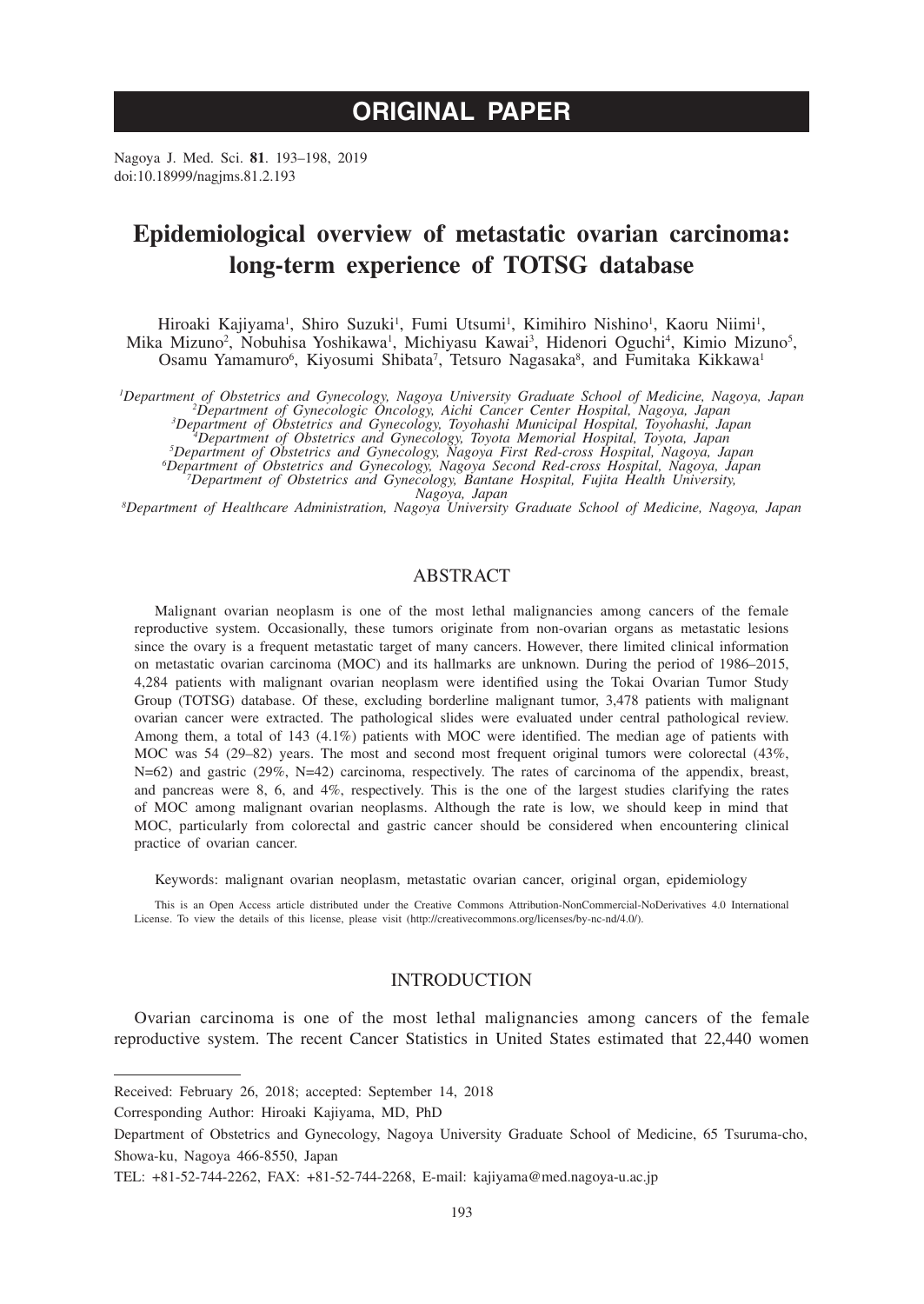## ORIGINAL PAPER

Nagoya J. Med. Sci. **81**. 193–198, 2019
doi:10.18999/nagjms.81.2.193

# Epidemiological overview of metastatic ovarian carcinoma: long-term experience of TOTSG database

Hiroaki Kajiyama[1], Shiro Suzuki[1], Fumi Utsumi[1], Kimihiro Nishino[1], Kaoru Niimi[1], Mika Mizuno[2], Nobuhisa Yoshikawa[1], Michiyasu Kawai[3], Hidenori Oguchi[4], Kimio Mizuno[5], Osamu Yamamuro[6], Kiyosumi Shibata[7], Tetsuro Nagasaka[8], and Fumitaka Kikkawa[1]

[1]*Department of Obstetrics and Gynecology, Nagoya University Graduate School of Medicine, Nagoya, Japan*
[2]*Department of Gynecologic Oncology, Aichi Cancer Center Hospital, Nagoya, Japan*
[3]*Department of Obstetrics and Gynecology, Toyohashi Municipal Hospital, Toyohashi, Japan*
[4]*Department of Obstetrics and Gynecology, Toyota Memorial Hospital, Toyota, Japan*
[5]*Department of Obstetrics and Gynecology, Nagoya First Red-cross Hospital, Nagoya, Japan*
[6]*Department of Obstetrics and Gynecology, Nagoya Second Red-cross Hospital, Nagoya, Japan*
[7]*Department of Obstetrics and Gynecology, Bantane Hospital, Fujita Health University, Nagoya, Japan*
[8]*Department of Healthcare Administration, Nagoya University Graduate School of Medicine, Nagoya, Japan*

## ABSTRACT

Malignant ovarian neoplasm is one of the most lethal malignancies among cancers of the female reproductive system. Occasionally, these tumors originate from non-ovarian organs as metastatic lesions since the ovary is a frequent metastatic target of many cancers. However, there limited clinical information on metastatic ovarian carcinoma (MOC) and its hallmarks are unknown. During the period of 1986–2015, 4,284 patients with malignant ovarian neoplasm were identified using the Tokai Ovarian Tumor Study Group (TOTSG) database. Of these, excluding borderline malignant tumor, 3,478 patients with malignant ovarian cancer were extracted. The pathological slides were evaluated under central pathological review. Among them, a total of 143 (4.1%) patients with MOC were identified. The median age of patients with MOC was 54 (29–82) years. The most and second most frequent original tumors were colorectal (43%, N=62) and gastric (29%, N=42) carcinoma, respectively. The rates of carcinoma of the appendix, breast, and pancreas were 8, 6, and 4%, respectively. This is the one of the largest studies clarifying the rates of MOC among malignant ovarian neoplasms. Although the rate is low, we should keep in mind that MOC, particularly from colorectal and gastric cancer should be considered when encountering clinical practice of ovarian cancer.

Keywords: malignant ovarian neoplasm, metastatic ovarian cancer, original organ, epidemiology

This is an Open Access article distributed under the Creative Commons Attribution-NonCommercial-NoDerivatives 4.0 International License. To view the details of this license, please visit (http://creativecommons.org/licenses/by-nc-nd/4.0/).

## INTRODUCTION

Ovarian carcinoma is one of the most lethal malignancies among cancers of the female reproductive system. The recent Cancer Statistics in United States estimated that 22,440 women

---

Received: February 26, 2018; accepted: September 14, 2018

Corresponding Author: Hiroaki Kajiyama, MD, PhD

Department of Obstetrics and Gynecology, Nagoya University Graduate School of Medicine, 65 Tsuruma-cho, Showa-ku, Nagoya 466-8550, Japan

TEL: +81-52-744-2262, FAX: +81-52-744-2268, E-mail: kajiyama@med.nagoya-u.ac.jp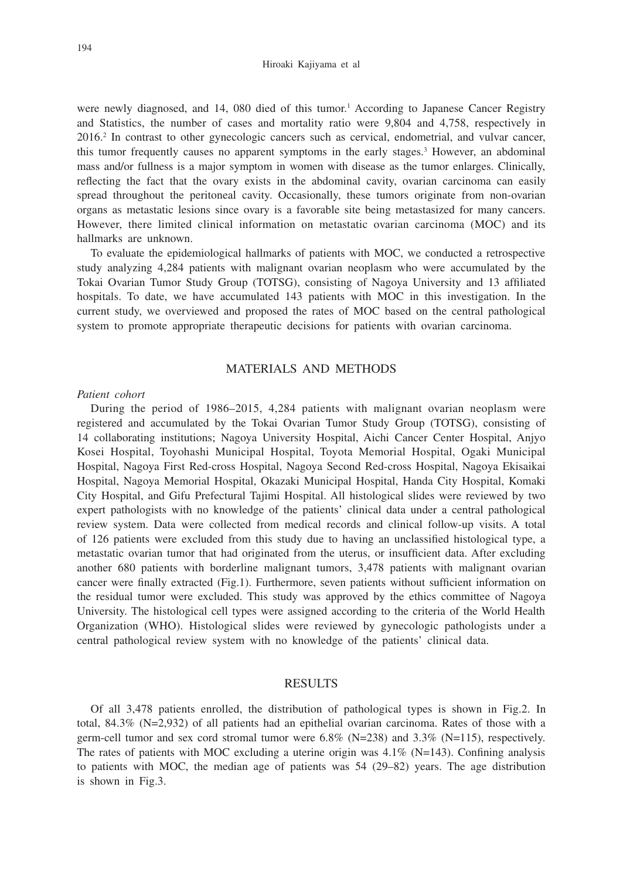were newly diagnosed, and 14, 080 died of this tumor.[1] According to Japanese Cancer Registry and Statistics, the number of cases and mortality ratio were 9,804 and 4,758, respectively in 2016.[2] In contrast to other gynecologic cancers such as cervical, endometrial, and vulvar cancer, this tumor frequently causes no apparent symptoms in the early stages.[3] However, an abdominal mass and/or fullness is a major symptom in women with disease as the tumor enlarges. Clinically, reflecting the fact that the ovary exists in the abdominal cavity, ovarian carcinoma can easily spread throughout the peritoneal cavity. Occasionally, these tumors originate from non-ovarian organs as metastatic lesions since ovary is a favorable site being metastasized for many cancers. However, there limited clinical information on metastatic ovarian carcinoma (MOC) and its hallmarks are unknown.

To evaluate the epidemiological hallmarks of patients with MOC, we conducted a retrospective study analyzing 4,284 patients with malignant ovarian neoplasm who were accumulated by the Tokai Ovarian Tumor Study Group (TOTSG), consisting of Nagoya University and 13 affiliated hospitals. To date, we have accumulated 143 patients with MOC in this investigation. In the current study, we overviewed and proposed the rates of MOC based on the central pathological system to promote appropriate therapeutic decisions for patients with ovarian carcinoma.

## MATERIALS AND METHODS

*Patient cohort*

During the period of 1986–2015, 4,284 patients with malignant ovarian neoplasm were registered and accumulated by the Tokai Ovarian Tumor Study Group (TOTSG), consisting of 14 collaborating institutions; Nagoya University Hospital, Aichi Cancer Center Hospital, Anjyo Kosei Hospital, Toyohashi Municipal Hospital, Toyota Memorial Hospital, Ogaki Municipal Hospital, Nagoya First Red-cross Hospital, Nagoya Second Red-cross Hospital, Nagoya Ekisaikai Hospital, Nagoya Memorial Hospital, Okazaki Municipal Hospital, Handa City Hospital, Komaki City Hospital, and Gifu Prefectural Tajimi Hospital. All histological slides were reviewed by two expert pathologists with no knowledge of the patients' clinical data under a central pathological review system. Data were collected from medical records and clinical follow-up visits. A total of 126 patients were excluded from this study due to having an unclassified histological type, a metastatic ovarian tumor that had originated from the uterus, or insufficient data. After excluding another 680 patients with borderline malignant tumors, 3,478 patients with malignant ovarian cancer were finally extracted (Fig.1). Furthermore, seven patients without sufficient information on the residual tumor were excluded. This study was approved by the ethics committee of Nagoya University. The histological cell types were assigned according to the criteria of the World Health Organization (WHO). Histological slides were reviewed by gynecologic pathologists under a central pathological review system with no knowledge of the patients' clinical data.

## RESULTS

Of all 3,478 patients enrolled, the distribution of pathological types is shown in Fig.2. In total, 84.3% (N=2,932) of all patients had an epithelial ovarian carcinoma. Rates of those with a germ-cell tumor and sex cord stromal tumor were 6.8% (N=238) and 3.3% (N=115), respectively. The rates of patients with MOC excluding a uterine origin was 4.1% (N=143). Confining analysis to patients with MOC, the median age of patients was 54 (29–82) years. The age distribution is shown in Fig.3.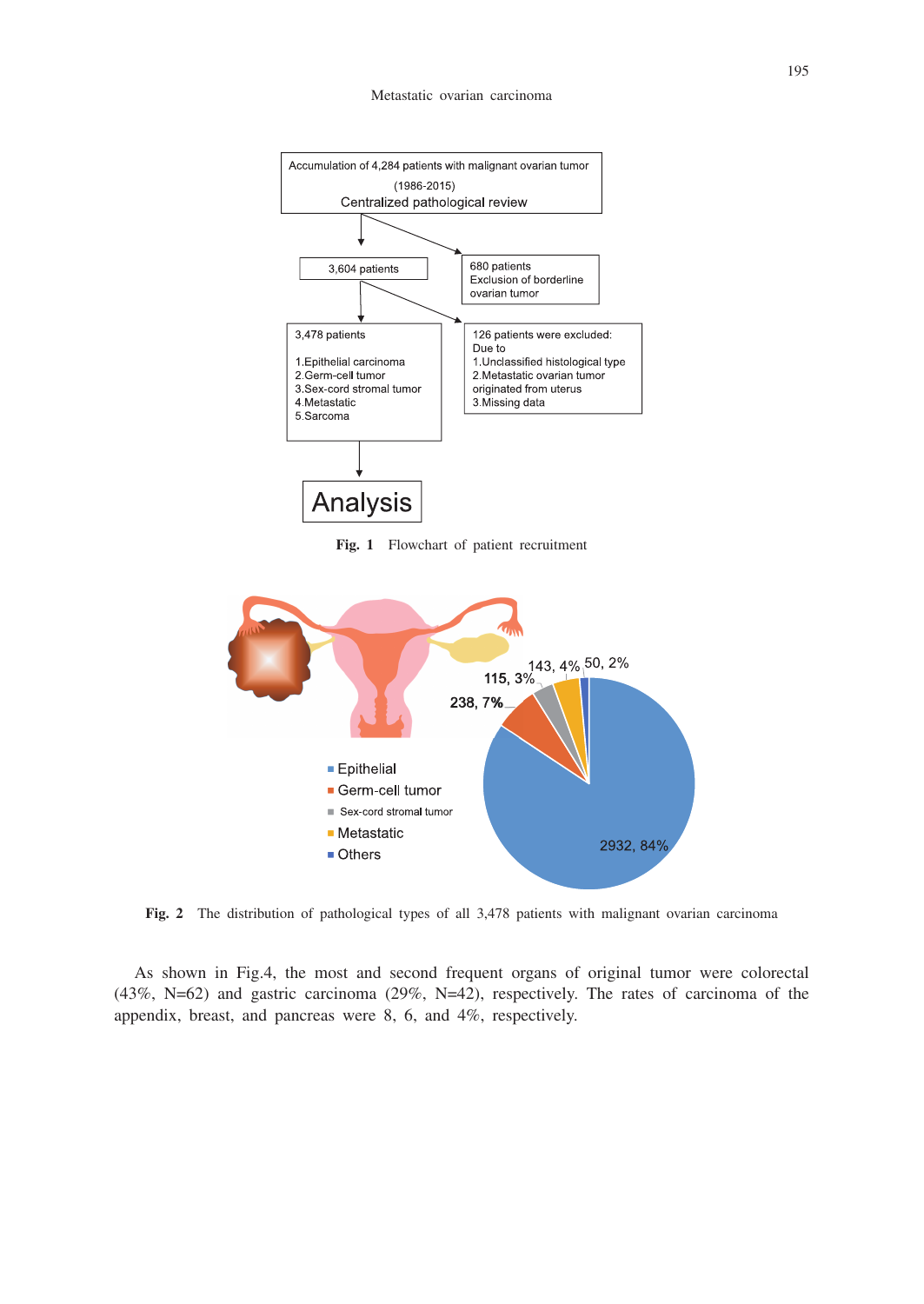Accumulation of 4,284 patients with malignant ovarian tumor

(1986-2015)

Centralized pathological review

3,604 patients

680 patients
Exclusion of borderline ovarian tumor

3,478 patients

1.Epithelial carcinoma
2.Germ-cell tumor
3.Sex-cord stromal tumor
4.Metastatic
5.Sarcoma

126 patients were excluded:
Due to
1.Unclassified histological type
2.Metastatic ovarian tumor originated from uterus
3.Missing data

Analysis

**Fig. 1** Flowchart of patient recruitment

143, 4%
50, 2%
115, 3%
238, 7%
2932, 84%

Epithelial
Germ-cell tumor
Sex-cord stromal tumor
Metastatic
Others

**Fig. 2** The distribution of pathological types of all 3,478 patients with malignant ovarian carcinoma

As shown in Fig.4, the most and second frequent organs of original tumor were colorectal (43%, N=62) and gastric carcinoma (29%, N=42), respectively. The rates of carcinoma of the appendix, breast, and pancreas were 8, 6, and 4%, respectively.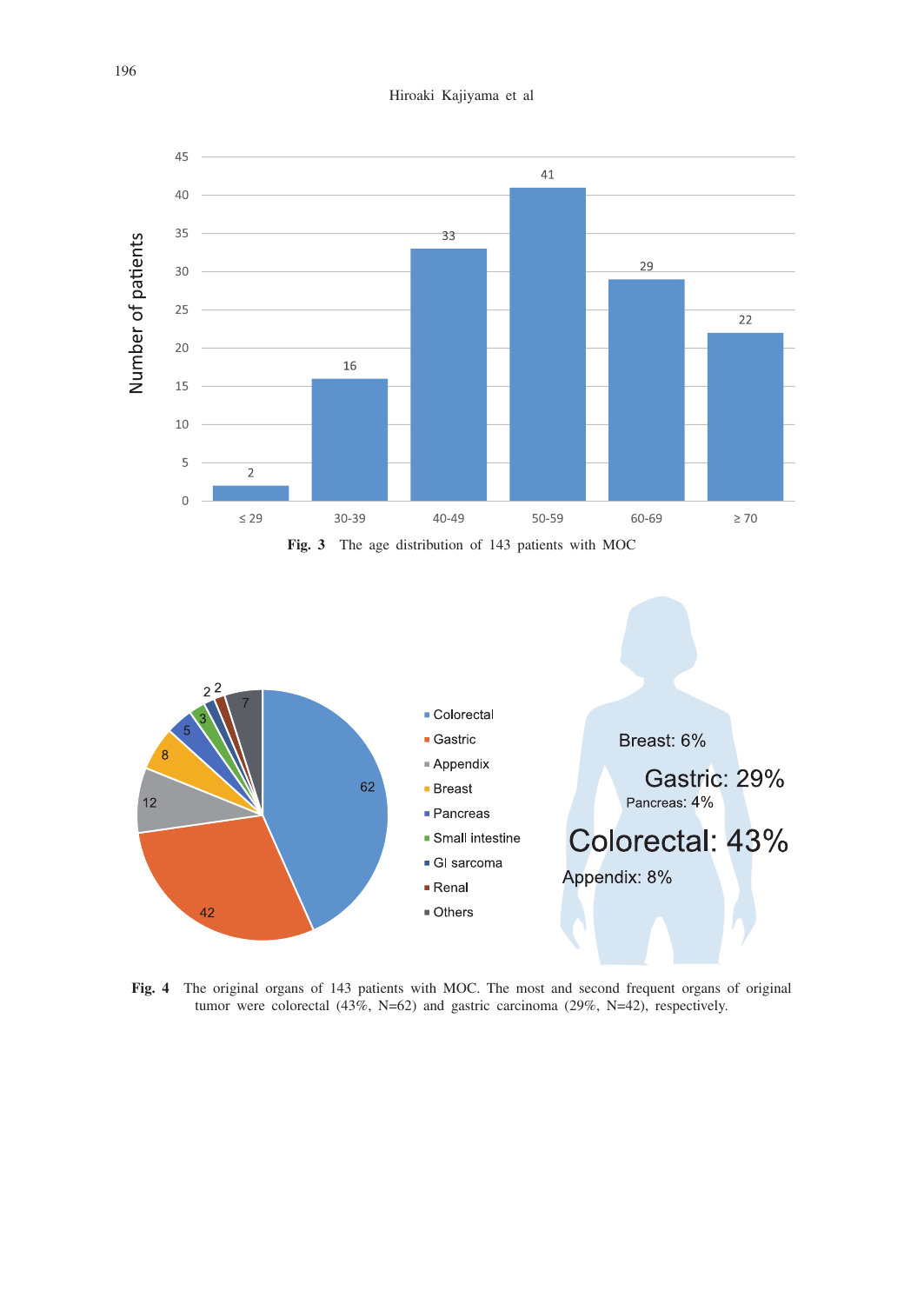Number of patients

45
40
35
30
25
20
15
10
5
0

2
16
33
41
29
22

≤ 29
30-39
40-49
50-59
60-69
≥ 70

**Fig. 3** The age distribution of 143 patients with MOC

62
42
12
8
5
3
2
2
7

Colorectal
Gastric
Appendix
Breast
Pancreas
Small intestine
GI sarcoma
Renal
Others

Breast: 6%
Gastric: 29%
Pancreas: 4%
Colorectal: 43%
Appendix: 8%

**Fig. 4** The original organs of 143 patients with MOC. The most and second frequent organs of original tumor were colorectal (43%, N=62) and gastric carcinoma (29%, N=42), respectively.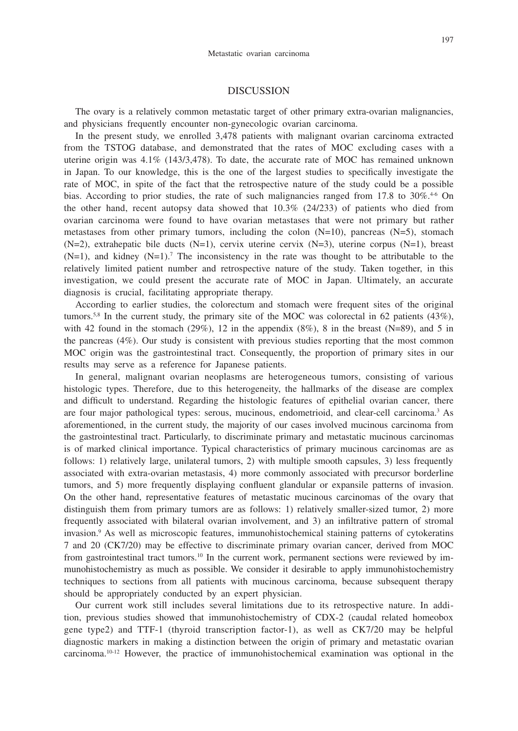## DISCUSSION

The ovary is a relatively common metastatic target of other primary extra-ovarian malignancies, and physicians frequently encounter non-gynecologic ovarian carcinoma.

In the present study, we enrolled 3,478 patients with malignant ovarian carcinoma extracted from the TSTOG database, and demonstrated that the rates of MOC excluding cases with a uterine origin was 4.1% (143/3,478). To date, the accurate rate of MOC has remained unknown in Japan. To our knowledge, this is the one of the largest studies to specifically investigate the rate of MOC, in spite of the fact that the retrospective nature of the study could be a possible bias. According to prior studies, the rate of such malignancies ranged from 17.8 to 30%.[4-6] On the other hand, recent autopsy data showed that 10.3% (24/233) of patients who died from ovarian carcinoma were found to have ovarian metastases that were not primary but rather metastases from other primary tumors, including the colon (N=10), pancreas (N=5), stomach (N=2), extrahepatic bile ducts (N=1), cervix uterine cervix (N=3), uterine corpus (N=1), breast (N=1), and kidney (N=1).[7] The inconsistency in the rate was thought to be attributable to the relatively limited patient number and retrospective nature of the study. Taken together, in this investigation, we could present the accurate rate of MOC in Japan. Ultimately, an accurate diagnosis is crucial, facilitating appropriate therapy.

According to earlier studies, the colorectum and stomach were frequent sites of the original tumors.[5,8] In the current study, the primary site of the MOC was colorectal in 62 patients (43%), with 42 found in the stomach (29%), 12 in the appendix (8%), 8 in the breast (N=89), and 5 in the pancreas (4%). Our study is consistent with previous studies reporting that the most common MOC origin was the gastrointestinal tract. Consequently, the proportion of primary sites in our results may serve as a reference for Japanese patients.

In general, malignant ovarian neoplasms are heterogeneous tumors, consisting of various histologic types. Therefore, due to this heterogeneity, the hallmarks of the disease are complex and difficult to understand. Regarding the histologic features of epithelial ovarian cancer, there are four major pathological types: serous, mucinous, endometrioid, and clear-cell carcinoma.[3] As aforementioned, in the current study, the majority of our cases involved mucinous carcinoma from the gastrointestinal tract. Particularly, to discriminate primary and metastatic mucinous carcinomas is of marked clinical importance. Typical characteristics of primary mucinous carcinomas are as follows: 1) relatively large, unilateral tumors, 2) with multiple smooth capsules, 3) less frequently associated with extra-ovarian metastasis, 4) more commonly associated with precursor borderline tumors, and 5) more frequently displaying confluent glandular or expansile patterns of invasion. On the other hand, representative features of metastatic mucinous carcinomas of the ovary that distinguish them from primary tumors are as follows: 1) relatively smaller-sized tumor, 2) more frequently associated with bilateral ovarian involvement, and 3) an infiltrative pattern of stromal invasion.[9] As well as microscopic features, immunohistochemical staining patterns of cytokeratins 7 and 20 (CK7/20) may be effective to discriminate primary ovarian cancer, derived from MOC from gastrointestinal tract tumors.[10] In the current work, permanent sections were reviewed by immunohistochemistry as much as possible. We consider it desirable to apply immunohistochemistry techniques to sections from all patients with mucinous carcinoma, because subsequent therapy should be appropriately conducted by an expert physician.

Our current work still includes several limitations due to its retrospective nature. In addition, previous studies showed that immunohistochemistry of CDX-2 (caudal related homeobox gene type2) and TTF-1 (thyroid transcription factor-1), as well as CK7/20 may be helpful diagnostic markers in making a distinction between the origin of primary and metastatic ovarian carcinoma.[10-12] However, the practice of immunohistochemical examination was optional in the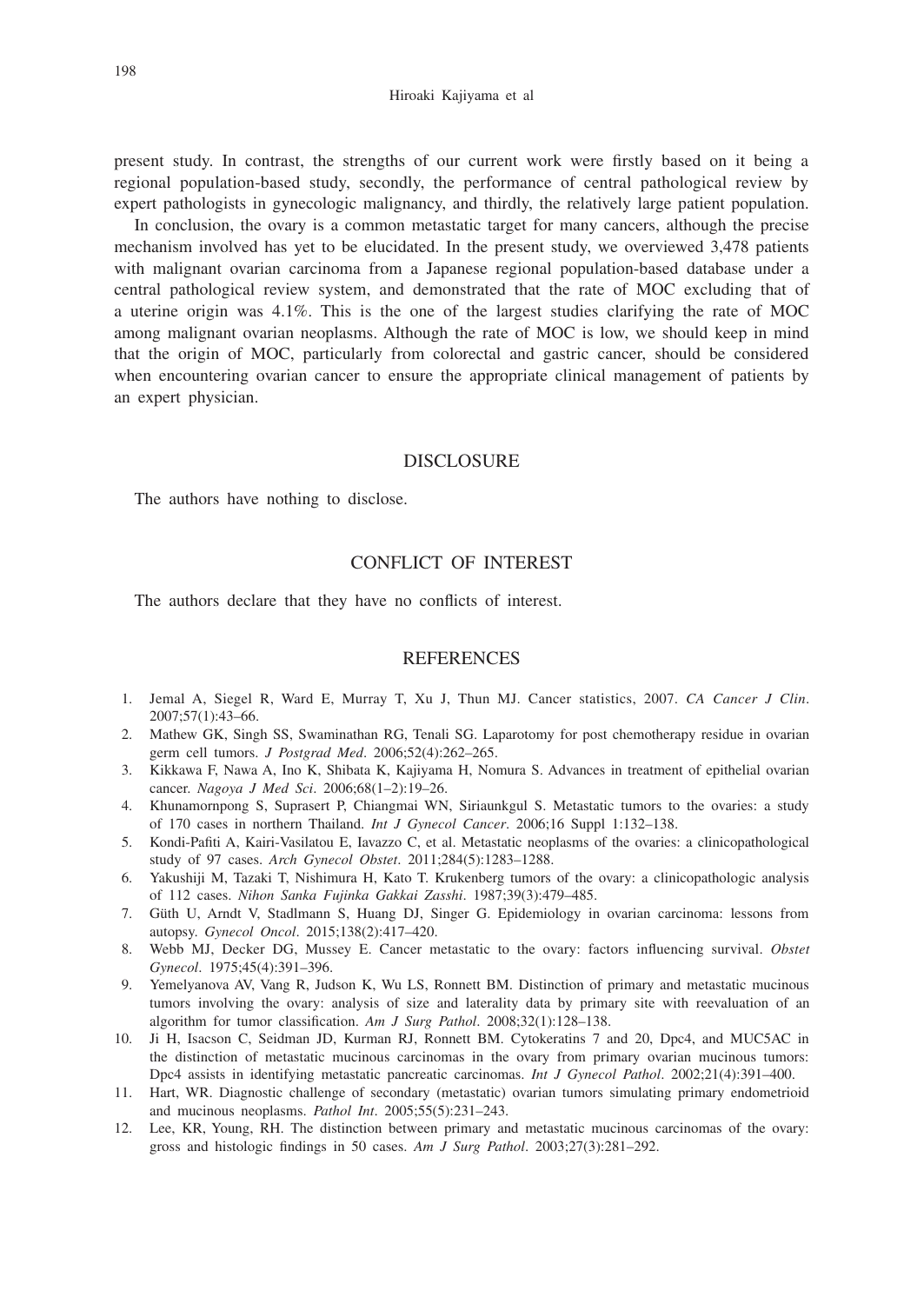present study. In contrast, the strengths of our current work were firstly based on it being a regional population-based study, secondly, the performance of central pathological review by expert pathologists in gynecologic malignancy, and thirdly, the relatively large patient population.

In conclusion, the ovary is a common metastatic target for many cancers, although the precise mechanism involved has yet to be elucidated. In the present study, we overviewed 3,478 patients with malignant ovarian carcinoma from a Japanese regional population-based database under a central pathological review system, and demonstrated that the rate of MOC excluding that of a uterine origin was 4.1%. This is the one of the largest studies clarifying the rate of MOC among malignant ovarian neoplasms. Although the rate of MOC is low, we should keep in mind that the origin of MOC, particularly from colorectal and gastric cancer, should be considered when encountering ovarian cancer to ensure the appropriate clinical management of patients by an expert physician.

## DISCLOSURE

The authors have nothing to disclose.

## CONFLICT OF INTEREST

The authors declare that they have no conflicts of interest.

## REFERENCES

1. Jemal A, Siegel R, Ward E, Murray T, Xu J, Thun MJ. Cancer statistics, 2007. *CA Cancer J Clin*. 2007;57(1):43–66.
2. Mathew GK, Singh SS, Swaminathan RG, Tenali SG. Laparotomy for post chemotherapy residue in ovarian germ cell tumors. *J Postgrad Med*. 2006;52(4):262–265.
3. Kikkawa F, Nawa A, Ino K, Shibata K, Kajiyama H, Nomura S. Advances in treatment of epithelial ovarian cancer. *Nagoya J Med Sci*. 2006;68(1–2):19–26.
4. Khunamornpong S, Suprasert P, Chiangmai WN, Siriaunkgul S. Metastatic tumors to the ovaries: a study of 170 cases in northern Thailand. *Int J Gynecol Cancer*. 2006;16 Suppl 1:132–138.
5. Kondi-Pafiti A, Kairi-Vasilatou E, Iavazzo C, et al. Metastatic neoplasms of the ovaries: a clinicopathological study of 97 cases. *Arch Gynecol Obstet*. 2011;284(5):1283–1288.
6. Yakushiji M, Tazaki T, Nishimura H, Kato T. Krukenberg tumors of the ovary: a clinicopathologic analysis of 112 cases. *Nihon Sanka Fujinka Gakkai Zasshi*. 1987;39(3):479–485.
7. Güth U, Arndt V, Stadlmann S, Huang DJ, Singer G. Epidemiology in ovarian carcinoma: lessons from autopsy. *Gynecol Oncol*. 2015;138(2):417–420.
8. Webb MJ, Decker DG, Mussey E. Cancer metastatic to the ovary: factors influencing survival. *Obstet Gynecol*. 1975;45(4):391–396.
9. Yemelyanova AV, Vang R, Judson K, Wu LS, Ronnett BM. Distinction of primary and metastatic mucinous tumors involving the ovary: analysis of size and laterality data by primary site with reevaluation of an algorithm for tumor classification. *Am J Surg Pathol*. 2008;32(1):128–138.
10. Ji H, Isacson C, Seidman JD, Kurman RJ, Ronnett BM. Cytokeratins 7 and 20, Dpc4, and MUC5AC in the distinction of metastatic mucinous carcinomas in the ovary from primary ovarian mucinous tumors: Dpc4 assists in identifying metastatic pancreatic carcinomas. *Int J Gynecol Pathol*. 2002;21(4):391–400.
11. Hart, WR. Diagnostic challenge of secondary (metastatic) ovarian tumors simulating primary endometrioid and mucinous neoplasms. *Pathol Int*. 2005;55(5):231–243.
12. Lee, KR, Young, RH. The distinction between primary and metastatic mucinous carcinomas of the ovary: gross and histologic findings in 50 cases. *Am J Surg Pathol*. 2003;27(3):281–292.